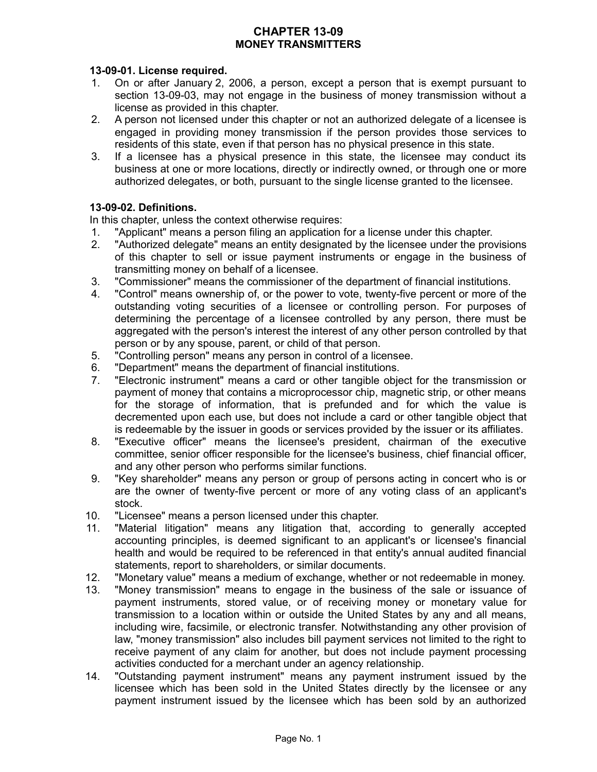# CHAPTER 13-09
## MONEY TRANSMITTERS

**13-09-01. License required.**

1. On or after January 2, 2006, a person, except a person that is exempt pursuant to section 13-09-03, may not engage in the business of money transmission without a license as provided in this chapter.
2. A person not licensed under this chapter or not an authorized delegate of a licensee is engaged in providing money transmission if the person provides those services to residents of this state, even if that person has no physical presence in this state.
3. If a licensee has a physical presence in this state, the licensee may conduct its business at one or more locations, directly or indirectly owned, or through one or more authorized delegates, or both, pursuant to the single license granted to the licensee.

**13-09-02. Definitions.**

In this chapter, unless the context otherwise requires:

1. "Applicant" means a person filing an application for a license under this chapter.
2. "Authorized delegate" means an entity designated by the licensee under the provisions of this chapter to sell or issue payment instruments or engage in the business of transmitting money on behalf of a licensee.
3. "Commissioner" means the commissioner of the department of financial institutions.
4. "Control" means ownership of, or the power to vote, twenty-five percent or more of the outstanding voting securities of a licensee or controlling person. For purposes of determining the percentage of a licensee controlled by any person, there must be aggregated with the person's interest the interest of any other person controlled by that person or by any spouse, parent, or child of that person.
5. "Controlling person" means any person in control of a licensee.
6. "Department" means the department of financial institutions.
7. "Electronic instrument" means a card or other tangible object for the transmission or payment of money that contains a microprocessor chip, magnetic strip, or other means for the storage of information, that is prefunded and for which the value is decremented upon each use, but does not include a card or other tangible object that is redeemable by the issuer in goods or services provided by the issuer or its affiliates.
8. "Executive officer" means the licensee's president, chairman of the executive committee, senior officer responsible for the licensee's business, chief financial officer, and any other person who performs similar functions.
9. "Key shareholder" means any person or group of persons acting in concert who is or are the owner of twenty-five percent or more of any voting class of an applicant's stock.
10. "Licensee" means a person licensed under this chapter.
11. "Material litigation" means any litigation that, according to generally accepted accounting principles, is deemed significant to an applicant's or licensee's financial health and would be required to be referenced in that entity's annual audited financial statements, report to shareholders, or similar documents.
12. "Monetary value" means a medium of exchange, whether or not redeemable in money.
13. "Money transmission" means to engage in the business of the sale or issuance of payment instruments, stored value, or of receiving money or monetary value for transmission to a location within or outside the United States by any and all means, including wire, facsimile, or electronic transfer. Notwithstanding any other provision of law, "money transmission" also includes bill payment services not limited to the right to receive payment of any claim for another, but does not include payment processing activities conducted for a merchant under an agency relationship.
14. "Outstanding payment instrument" means any payment instrument issued by the licensee which has been sold in the United States directly by the licensee or any payment instrument issued by the licensee which has been sold by an authorized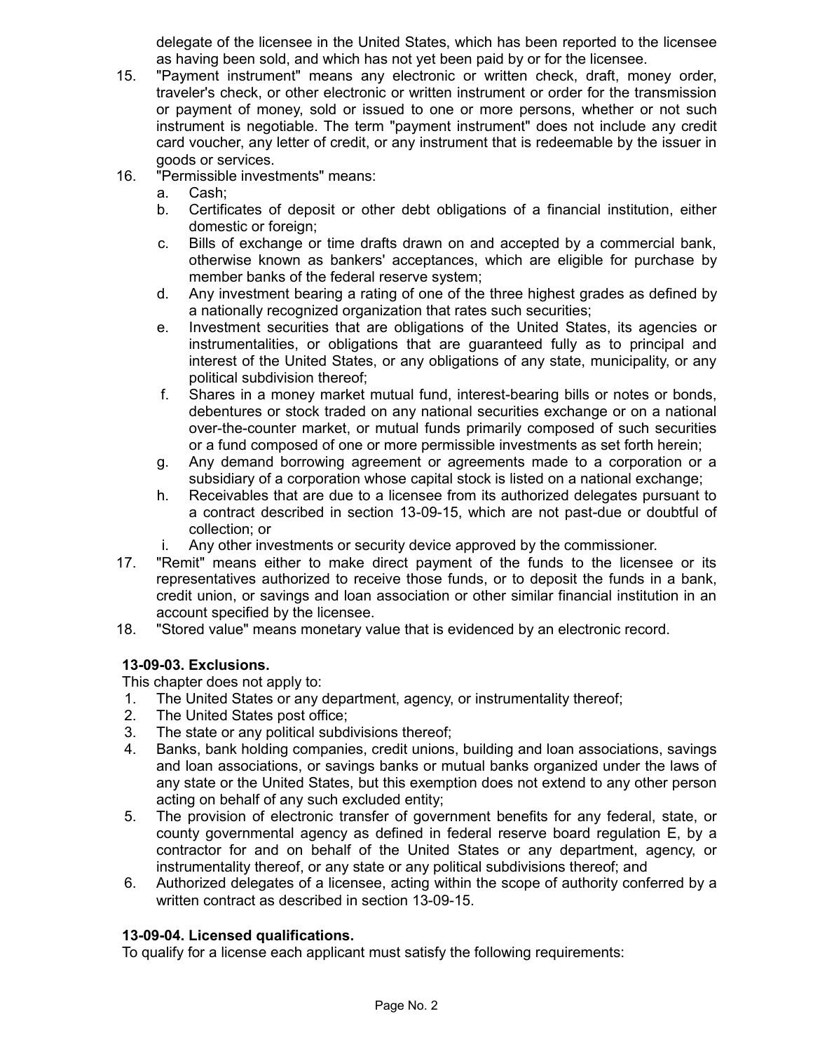delegate of the licensee in the United States, which has been reported to the licensee as having been sold, and which has not yet been paid by or for the licensee.

15. "Payment instrument" means any electronic or written check, draft, money order, traveler's check, or other electronic or written instrument or order for the transmission or payment of money, sold or issued to one or more persons, whether or not such instrument is negotiable. The term "payment instrument" does not include any credit card voucher, any letter of credit, or any instrument that is redeemable by the issuer in goods or services.
16. "Permissible investments" means:
    a. Cash;
    b. Certificates of deposit or other debt obligations of a financial institution, either domestic or foreign;
    c. Bills of exchange or time drafts drawn on and accepted by a commercial bank, otherwise known as bankers' acceptances, which are eligible for purchase by member banks of the federal reserve system;
    d. Any investment bearing a rating of one of the three highest grades as defined by a nationally recognized organization that rates such securities;
    e. Investment securities that are obligations of the United States, its agencies or instrumentalities, or obligations that are guaranteed fully as to principal and interest of the United States, or any obligations of any state, municipality, or any political subdivision thereof;
    f. Shares in a money market mutual fund, interest-bearing bills or notes or bonds, debentures or stock traded on any national securities exchange or on a national over-the-counter market, or mutual funds primarily composed of such securities or a fund composed of one or more permissible investments as set forth herein;
    g. Any demand borrowing agreement or agreements made to a corporation or a subsidiary of a corporation whose capital stock is listed on a national exchange;
    h. Receivables that are due to a licensee from its authorized delegates pursuant to a contract described in section 13-09-15, which are not past-due or doubtful of collection; or
    i. Any other investments or security device approved by the commissioner.
17. "Remit" means either to make direct payment of the funds to the licensee or its representatives authorized to receive those funds, or to deposit the funds in a bank, credit union, or savings and loan association or other similar financial institution in an account specified by the licensee.
18. "Stored value" means monetary value that is evidenced by an electronic record.

**13-09-03. Exclusions.**

This chapter does not apply to:

1. The United States or any department, agency, or instrumentality thereof;
2. The United States post office;
3. The state or any political subdivisions thereof;
4. Banks, bank holding companies, credit unions, building and loan associations, savings and loan associations, or savings banks or mutual banks organized under the laws of any state or the United States, but this exemption does not extend to any other person acting on behalf of any such excluded entity;
5. The provision of electronic transfer of government benefits for any federal, state, or county governmental agency as defined in federal reserve board regulation E, by a contractor for and on behalf of the United States or any department, agency, or instrumentality thereof, or any state or any political subdivisions thereof; and
6. Authorized delegates of a licensee, acting within the scope of authority conferred by a written contract as described in section 13-09-15.

**13-09-04. Licensed qualifications.**

To qualify for a license each applicant must satisfy the following requirements: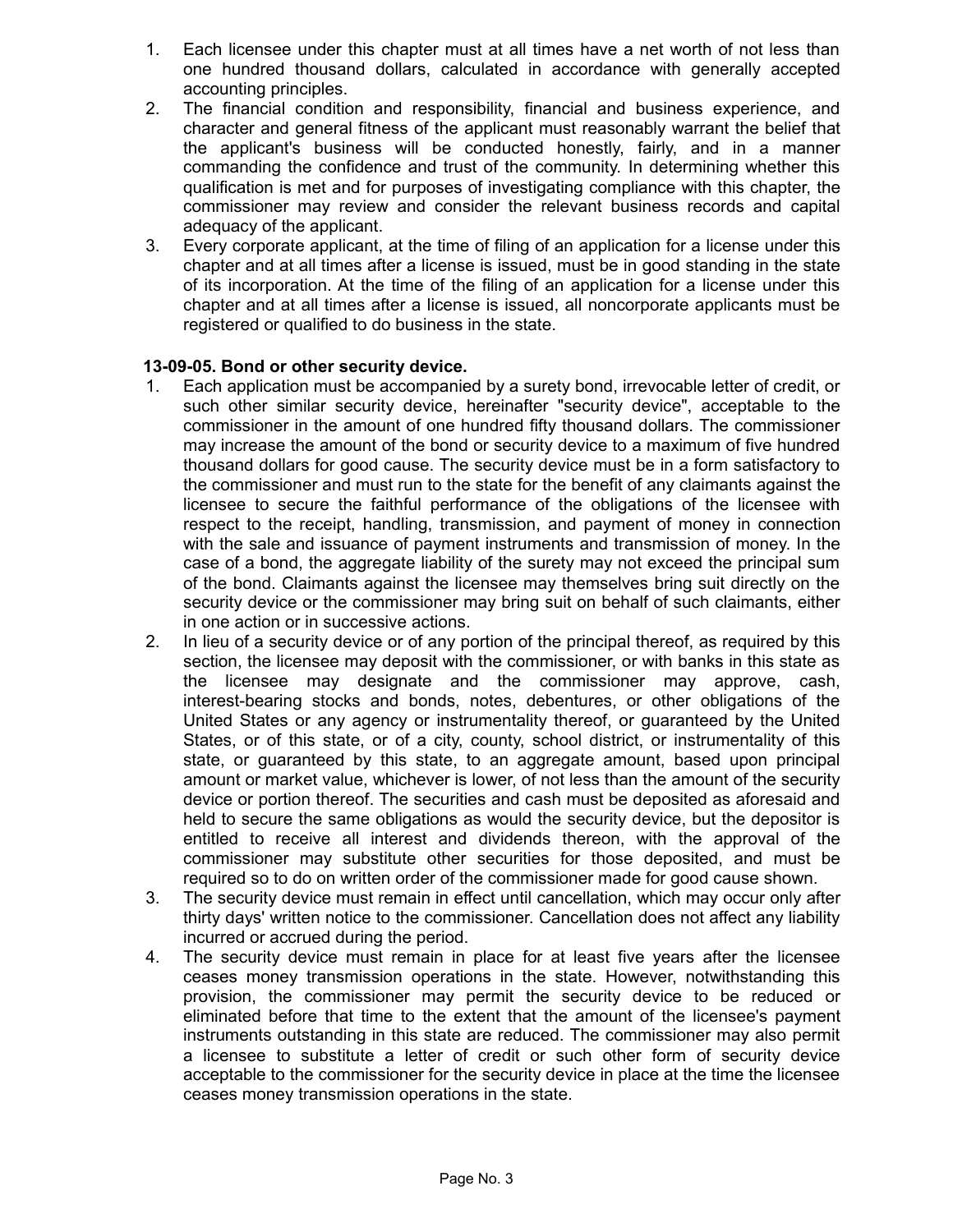1. Each licensee under this chapter must at all times have a net worth of not less than one hundred thousand dollars, calculated in accordance with generally accepted accounting principles.
2. The financial condition and responsibility, financial and business experience, and character and general fitness of the applicant must reasonably warrant the belief that the applicant's business will be conducted honestly, fairly, and in a manner commanding the confidence and trust of the community. In determining whether this qualification is met and for purposes of investigating compliance with this chapter, the commissioner may review and consider the relevant business records and capital adequacy of the applicant.
3. Every corporate applicant, at the time of filing of an application for a license under this chapter and at all times after a license is issued, must be in good standing in the state of its incorporation. At the time of the filing of an application for a license under this chapter and at all times after a license is issued, all noncorporate applicants must be registered or qualified to do business in the state.

**13-09-05. Bond or other security device.**

1. Each application must be accompanied by a surety bond, irrevocable letter of credit, or such other similar security device, hereinafter "security device", acceptable to the commissioner in the amount of one hundred fifty thousand dollars. The commissioner may increase the amount of the bond or security device to a maximum of five hundred thousand dollars for good cause. The security device must be in a form satisfactory to the commissioner and must run to the state for the benefit of any claimants against the licensee to secure the faithful performance of the obligations of the licensee with respect to the receipt, handling, transmission, and payment of money in connection with the sale and issuance of payment instruments and transmission of money. In the case of a bond, the aggregate liability of the surety may not exceed the principal sum of the bond. Claimants against the licensee may themselves bring suit directly on the security device or the commissioner may bring suit on behalf of such claimants, either in one action or in successive actions.
2. In lieu of a security device or of any portion of the principal thereof, as required by this section, the licensee may deposit with the commissioner, or with banks in this state as the licensee may designate and the commissioner may approve, cash, interest-bearing stocks and bonds, notes, debentures, or other obligations of the United States or any agency or instrumentality thereof, or guaranteed by the United States, or of this state, or of a city, county, school district, or instrumentality of this state, or guaranteed by this state, to an aggregate amount, based upon principal amount or market value, whichever is lower, of not less than the amount of the security device or portion thereof. The securities and cash must be deposited as aforesaid and held to secure the same obligations as would the security device, but the depositor is entitled to receive all interest and dividends thereon, with the approval of the commissioner may substitute other securities for those deposited, and must be required so to do on written order of the commissioner made for good cause shown.
3. The security device must remain in effect until cancellation, which may occur only after thirty days' written notice to the commissioner. Cancellation does not affect any liability incurred or accrued during the period.
4. The security device must remain in place for at least five years after the licensee ceases money transmission operations in the state. However, notwithstanding this provision, the commissioner may permit the security device to be reduced or eliminated before that time to the extent that the amount of the licensee's payment instruments outstanding in this state are reduced. The commissioner may also permit a licensee to substitute a letter of credit or such other form of security device acceptable to the commissioner for the security device in place at the time the licensee ceases money transmission operations in the state.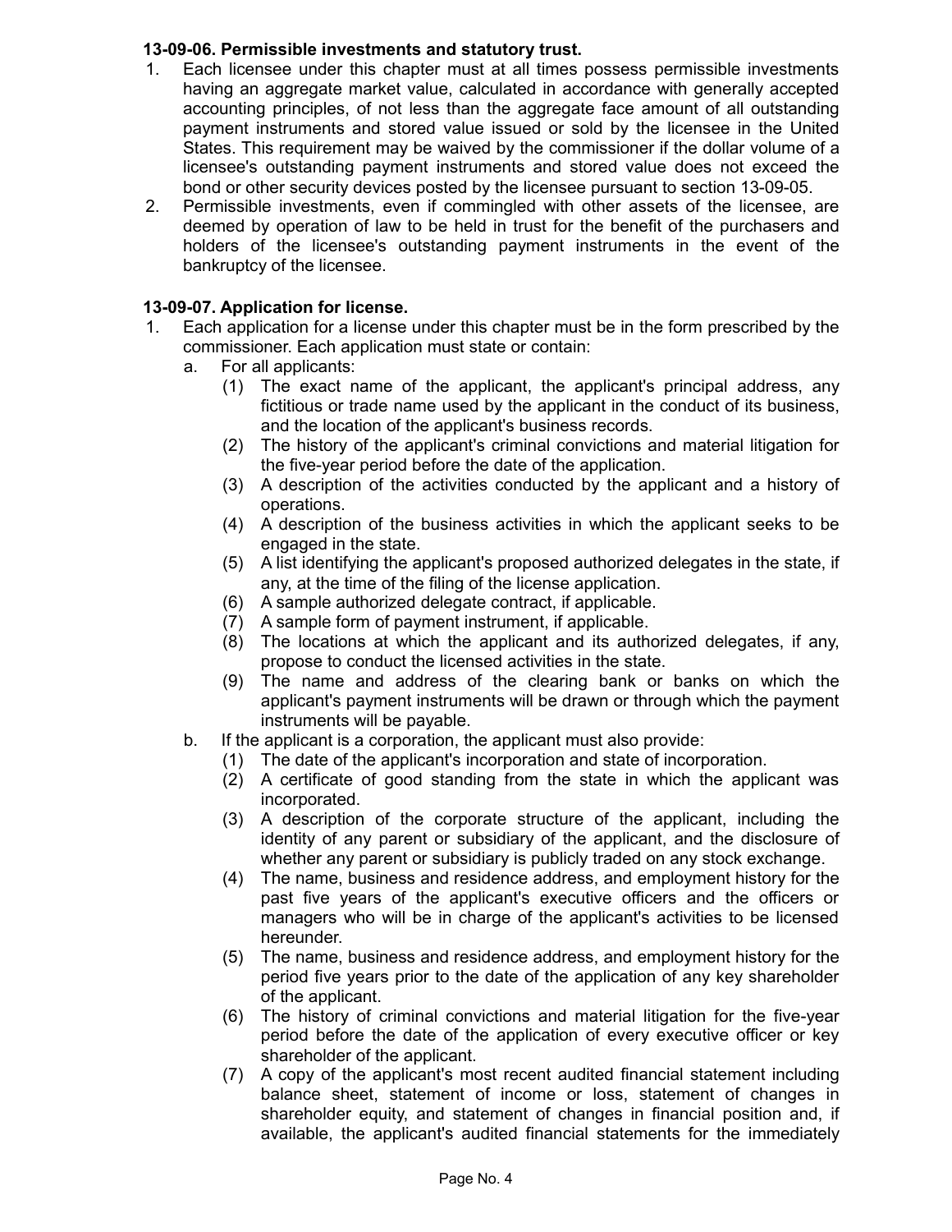**13-09-06. Permissible investments and statutory trust.**

1. Each licensee under this chapter must at all times possess permissible investments having an aggregate market value, calculated in accordance with generally accepted accounting principles, of not less than the aggregate face amount of all outstanding payment instruments and stored value issued or sold by the licensee in the United States. This requirement may be waived by the commissioner if the dollar volume of a licensee's outstanding payment instruments and stored value does not exceed the bond or other security devices posted by the licensee pursuant to section 13-09-05.
2. Permissible investments, even if commingled with other assets of the licensee, are deemed by operation of law to be held in trust for the benefit of the purchasers and holders of the licensee's outstanding payment instruments in the event of the bankruptcy of the licensee.

**13-09-07. Application for license.**

1. Each application for a license under this chapter must be in the form prescribed by the commissioner. Each application must state or contain:
   a. For all applicants:
      (1) The exact name of the applicant, the applicant's principal address, any fictitious or trade name used by the applicant in the conduct of its business, and the location of the applicant's business records.
      (2) The history of the applicant's criminal convictions and material litigation for the five-year period before the date of the application.
      (3) A description of the activities conducted by the applicant and a history of operations.
      (4) A description of the business activities in which the applicant seeks to be engaged in the state.
      (5) A list identifying the applicant's proposed authorized delegates in the state, if any, at the time of the filing of the license application.
      (6) A sample authorized delegate contract, if applicable.
      (7) A sample form of payment instrument, if applicable.
      (8) The locations at which the applicant and its authorized delegates, if any, propose to conduct the licensed activities in the state.
      (9) The name and address of the clearing bank or banks on which the applicant's payment instruments will be drawn or through which the payment instruments will be payable.
   b. If the applicant is a corporation, the applicant must also provide:
      (1) The date of the applicant's incorporation and state of incorporation.
      (2) A certificate of good standing from the state in which the applicant was incorporated.
      (3) A description of the corporate structure of the applicant, including the identity of any parent or subsidiary of the applicant, and the disclosure of whether any parent or subsidiary is publicly traded on any stock exchange.
      (4) The name, business and residence address, and employment history for the past five years of the applicant's executive officers and the officers or managers who will be in charge of the applicant's activities to be licensed hereunder.
      (5) The name, business and residence address, and employment history for the period five years prior to the date of the application of any key shareholder of the applicant.
      (6) The history of criminal convictions and material litigation for the five-year period before the date of the application of every executive officer or key shareholder of the applicant.
      (7) A copy of the applicant's most recent audited financial statement including balance sheet, statement of income or loss, statement of changes in shareholder equity, and statement of changes in financial position and, if available, the applicant's audited financial statements for the immediately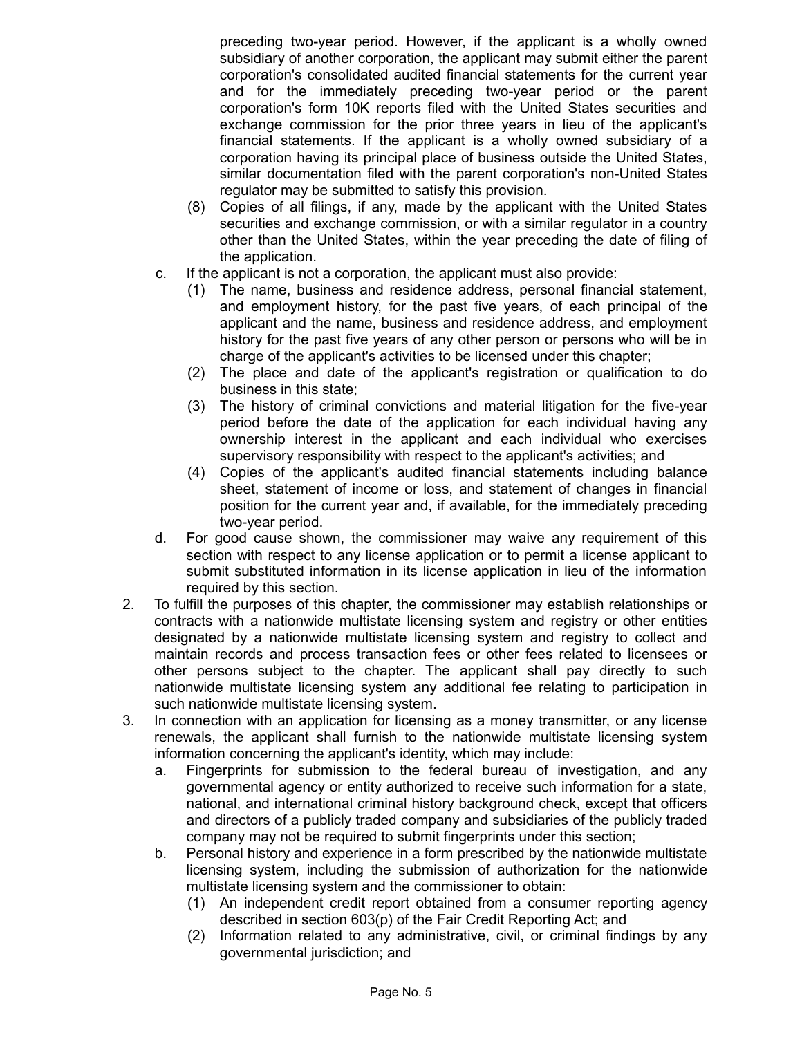preceding two-year period. However, if the applicant is a wholly owned subsidiary of another corporation, the applicant may submit either the parent corporation's consolidated audited financial statements for the current year and for the immediately preceding two-year period or the parent corporation's form 10K reports filed with the United States securities and exchange commission for the prior three years in lieu of the applicant's financial statements. If the applicant is a wholly owned subsidiary of a corporation having its principal place of business outside the United States, similar documentation filed with the parent corporation's non-United States regulator may be submitted to satisfy this provision.

(8) Copies of all filings, if any, made by the applicant with the United States securities and exchange commission, or with a similar regulator in a country other than the United States, within the year preceding the date of filing of the application.

c. If the applicant is not a corporation, the applicant must also provide:

(1) The name, business and residence address, personal financial statement, and employment history, for the past five years, of each principal of the applicant and the name, business and residence address, and employment history for the past five years of any other person or persons who will be in charge of the applicant's activities to be licensed under this chapter;

(2) The place and date of the applicant's registration or qualification to do business in this state;

(3) The history of criminal convictions and material litigation for the five-year period before the date of the application for each individual having any ownership interest in the applicant and each individual who exercises supervisory responsibility with respect to the applicant's activities; and

(4) Copies of the applicant's audited financial statements including balance sheet, statement of income or loss, and statement of changes in financial position for the current year and, if available, for the immediately preceding two-year period.

d. For good cause shown, the commissioner may waive any requirement of this section with respect to any license application or to permit a license applicant to submit substituted information in its license application in lieu of the information required by this section.

2. To fulfill the purposes of this chapter, the commissioner may establish relationships or contracts with a nationwide multistate licensing system and registry or other entities designated by a nationwide multistate licensing system and registry to collect and maintain records and process transaction fees or other fees related to licensees or other persons subject to the chapter. The applicant shall pay directly to such nationwide multistate licensing system any additional fee relating to participation in such nationwide multistate licensing system.

3. In connection with an application for licensing as a money transmitter, or any license renewals, the applicant shall furnish to the nationwide multistate licensing system information concerning the applicant's identity, which may include:

a. Fingerprints for submission to the federal bureau of investigation, and any governmental agency or entity authorized to receive such information for a state, national, and international criminal history background check, except that officers and directors of a publicly traded company and subsidiaries of the publicly traded company may not be required to submit fingerprints under this section;

b. Personal history and experience in a form prescribed by the nationwide multistate licensing system, including the submission of authorization for the nationwide multistate licensing system and the commissioner to obtain:

(1) An independent credit report obtained from a consumer reporting agency described in section 603(p) of the Fair Credit Reporting Act; and

(2) Information related to any administrative, civil, or criminal findings by any governmental jurisdiction; and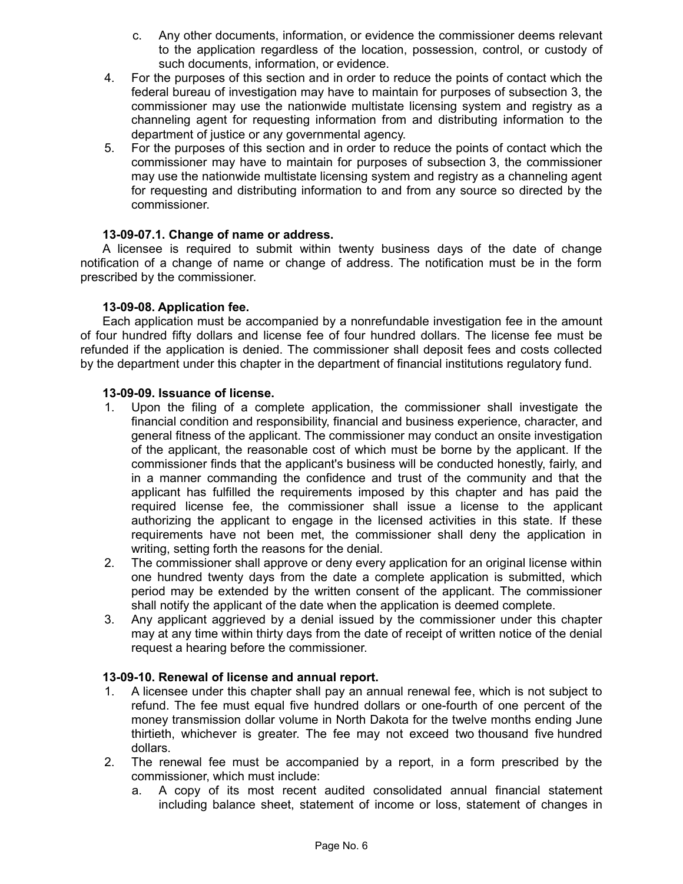c. Any other documents, information, or evidence the commissioner deems relevant to the application regardless of the location, possession, control, or custody of such documents, information, or evidence.

4. For the purposes of this section and in order to reduce the points of contact which the federal bureau of investigation may have to maintain for purposes of subsection 3, the commissioner may use the nationwide multistate licensing system and registry as a channeling agent for requesting information from and distributing information to the department of justice or any governmental agency.
5. For the purposes of this section and in order to reduce the points of contact which the commissioner may have to maintain for purposes of subsection 3, the commissioner may use the nationwide multistate licensing system and registry as a channeling agent for requesting and distributing information to and from any source so directed by the commissioner.

**13-09-07.1. Change of name or address.**

A licensee is required to submit within twenty business days of the date of change notification of a change of name or change of address. The notification must be in the form prescribed by the commissioner.

**13-09-08. Application fee.**

Each application must be accompanied by a nonrefundable investigation fee in the amount of four hundred fifty dollars and license fee of four hundred dollars. The license fee must be refunded if the application is denied. The commissioner shall deposit fees and costs collected by the department under this chapter in the department of financial institutions regulatory fund.

**13-09-09. Issuance of license.**

1. Upon the filing of a complete application, the commissioner shall investigate the financial condition and responsibility, financial and business experience, character, and general fitness of the applicant. The commissioner may conduct an onsite investigation of the applicant, the reasonable cost of which must be borne by the applicant. If the commissioner finds that the applicant's business will be conducted honestly, fairly, and in a manner commanding the confidence and trust of the community and that the applicant has fulfilled the requirements imposed by this chapter and has paid the required license fee, the commissioner shall issue a license to the applicant authorizing the applicant to engage in the licensed activities in this state. If these requirements have not been met, the commissioner shall deny the application in writing, setting forth the reasons for the denial.
2. The commissioner shall approve or deny every application for an original license within one hundred twenty days from the date a complete application is submitted, which period may be extended by the written consent of the applicant. The commissioner shall notify the applicant of the date when the application is deemed complete.
3. Any applicant aggrieved by a denial issued by the commissioner under this chapter may at any time within thirty days from the date of receipt of written notice of the denial request a hearing before the commissioner.

**13-09-10. Renewal of license and annual report.**

1. A licensee under this chapter shall pay an annual renewal fee, which is not subject to refund. The fee must equal five hundred dollars or one-fourth of one percent of the money transmission dollar volume in North Dakota for the twelve months ending June thirtieth, whichever is greater. The fee may not exceed two thousand five hundred dollars.
2. The renewal fee must be accompanied by a report, in a form prescribed by the commissioner, which must include:
   a. A copy of its most recent audited consolidated annual financial statement including balance sheet, statement of income or loss, statement of changes in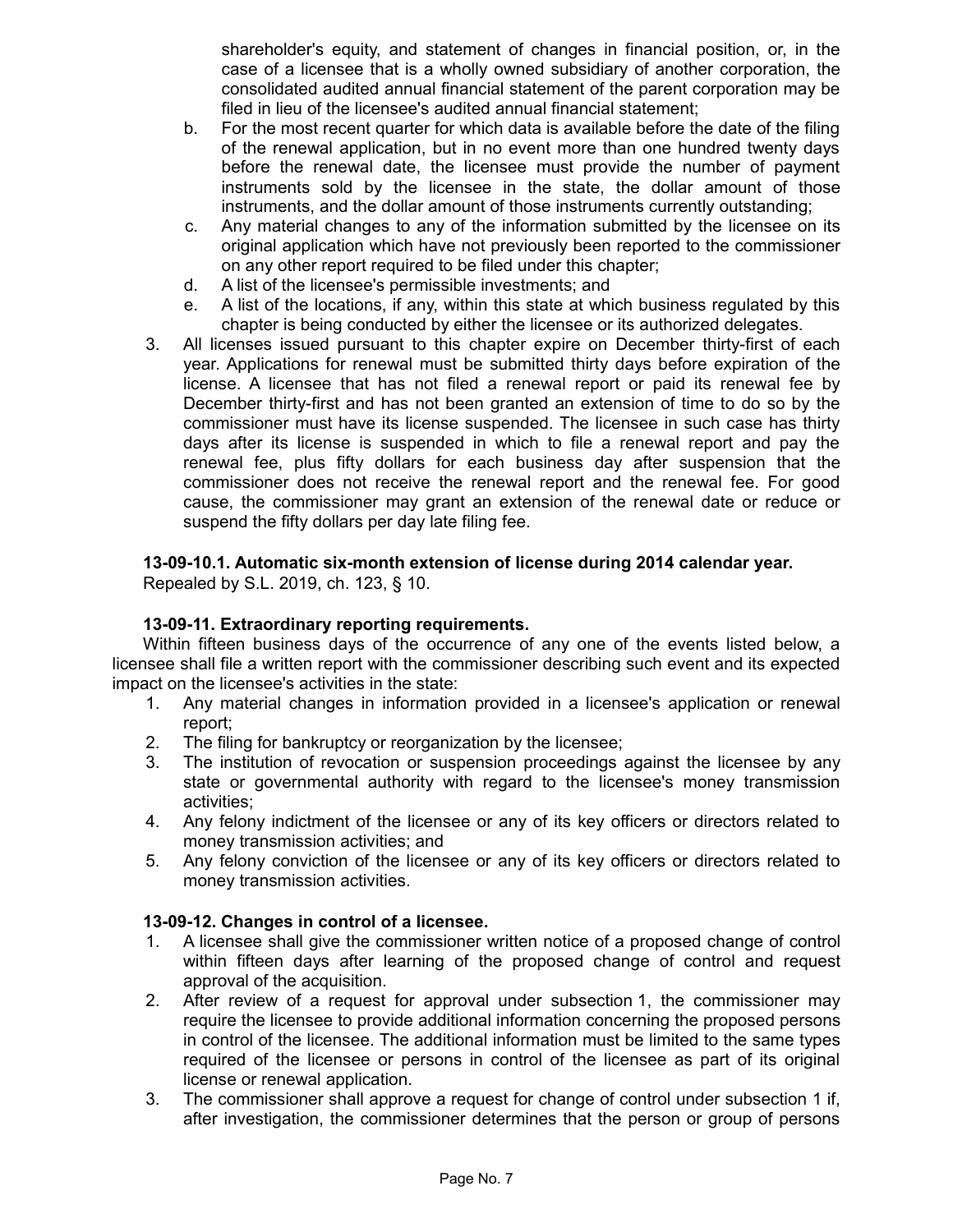shareholder's equity, and statement of changes in financial position, or, in the case of a licensee that is a wholly owned subsidiary of another corporation, the consolidated audited annual financial statement of the parent corporation may be filed in lieu of the licensee's audited annual financial statement;

b. For the most recent quarter for which data is available before the date of the filing of the renewal application, but in no event more than one hundred twenty days before the renewal date, the licensee must provide the number of payment instruments sold by the licensee in the state, the dollar amount of those instruments, and the dollar amount of those instruments currently outstanding;

c. Any material changes to any of the information submitted by the licensee on its original application which have not previously been reported to the commissioner on any other report required to be filed under this chapter;

d. A list of the licensee's permissible investments; and

e. A list of the locations, if any, within this state at which business regulated by this chapter is being conducted by either the licensee or its authorized delegates.

3. All licenses issued pursuant to this chapter expire on December thirty-first of each year. Applications for renewal must be submitted thirty days before expiration of the license. A licensee that has not filed a renewal report or paid its renewal fee by December thirty-first and has not been granted an extension of time to do so by the commissioner must have its license suspended. The licensee in such case has thirty days after its license is suspended in which to file a renewal report and pay the renewal fee, plus fifty dollars for each business day after suspension that the commissioner does not receive the renewal report and the renewal fee. For good cause, the commissioner may grant an extension of the renewal date or reduce or suspend the fifty dollars per day late filing fee.

**13-09-10.1. Automatic six-month extension of license during 2014 calendar year.**

Repealed by S.L. 2019, ch. 123, § 10.

**13-09-11. Extraordinary reporting requirements.**

Within fifteen business days of the occurrence of any one of the events listed below, a licensee shall file a written report with the commissioner describing such event and its expected impact on the licensee's activities in the state:

1. Any material changes in information provided in a licensee's application or renewal report;
2. The filing for bankruptcy or reorganization by the licensee;
3. The institution of revocation or suspension proceedings against the licensee by any state or governmental authority with regard to the licensee's money transmission activities;
4. Any felony indictment of the licensee or any of its key officers or directors related to money transmission activities; and
5. Any felony conviction of the licensee or any of its key officers or directors related to money transmission activities.

**13-09-12. Changes in control of a licensee.**

1. A licensee shall give the commissioner written notice of a proposed change of control within fifteen days after learning of the proposed change of control and request approval of the acquisition.
2. After review of a request for approval under subsection 1, the commissioner may require the licensee to provide additional information concerning the proposed persons in control of the licensee. The additional information must be limited to the same types required of the licensee or persons in control of the licensee as part of its original license or renewal application.
3. The commissioner shall approve a request for change of control under subsection 1 if, after investigation, the commissioner determines that the person or group of persons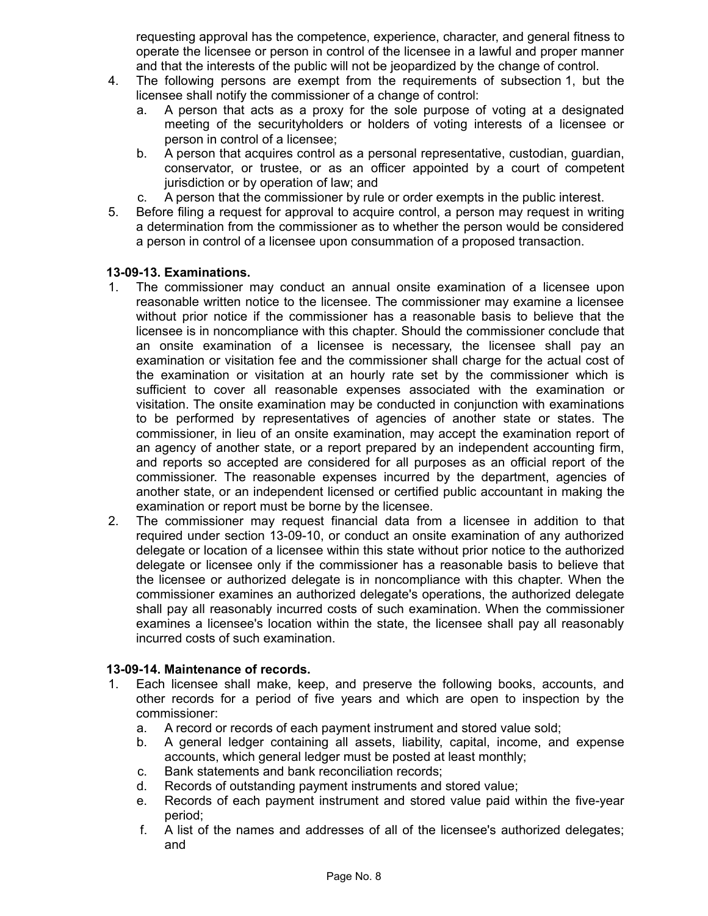requesting approval has the competence, experience, character, and general fitness to operate the licensee or person in control of the licensee in a lawful and proper manner and that the interests of the public will not be jeopardized by the change of control.

4. The following persons are exempt from the requirements of subsection 1, but the licensee shall notify the commissioner of a change of control:
   a. A person that acts as a proxy for the sole purpose of voting at a designated meeting of the securityholders or holders of voting interests of a licensee or person in control of a licensee;
   b. A person that acquires control as a personal representative, custodian, guardian, conservator, or trustee, or as an officer appointed by a court of competent jurisdiction or by operation of law; and
   c. A person that the commissioner by rule or order exempts in the public interest.
5. Before filing a request for approval to acquire control, a person may request in writing a determination from the commissioner as to whether the person would be considered a person in control of a licensee upon consummation of a proposed transaction.

**13-09-13. Examinations.**

1. The commissioner may conduct an annual onsite examination of a licensee upon reasonable written notice to the licensee. The commissioner may examine a licensee without prior notice if the commissioner has a reasonable basis to believe that the licensee is in noncompliance with this chapter. Should the commissioner conclude that an onsite examination of a licensee is necessary, the licensee shall pay an examination or visitation fee and the commissioner shall charge for the actual cost of the examination or visitation at an hourly rate set by the commissioner which is sufficient to cover all reasonable expenses associated with the examination or visitation. The onsite examination may be conducted in conjunction with examinations to be performed by representatives of agencies of another state or states. The commissioner, in lieu of an onsite examination, may accept the examination report of an agency of another state, or a report prepared by an independent accounting firm, and reports so accepted are considered for all purposes as an official report of the commissioner. The reasonable expenses incurred by the department, agencies of another state, or an independent licensed or certified public accountant in making the examination or report must be borne by the licensee.
2. The commissioner may request financial data from a licensee in addition to that required under section 13-09-10, or conduct an onsite examination of any authorized delegate or location of a licensee within this state without prior notice to the authorized delegate or licensee only if the commissioner has a reasonable basis to believe that the licensee or authorized delegate is in noncompliance with this chapter. When the commissioner examines an authorized delegate's operations, the authorized delegate shall pay all reasonably incurred costs of such examination. When the commissioner examines a licensee's location within the state, the licensee shall pay all reasonably incurred costs of such examination.

**13-09-14. Maintenance of records.**

1. Each licensee shall make, keep, and preserve the following books, accounts, and other records for a period of five years and which are open to inspection by the commissioner:
   a. A record or records of each payment instrument and stored value sold;
   b. A general ledger containing all assets, liability, capital, income, and expense accounts, which general ledger must be posted at least monthly;
   c. Bank statements and bank reconciliation records;
   d. Records of outstanding payment instruments and stored value;
   e. Records of each payment instrument and stored value paid within the five-year period;
   f. A list of the names and addresses of all of the licensee's authorized delegates; and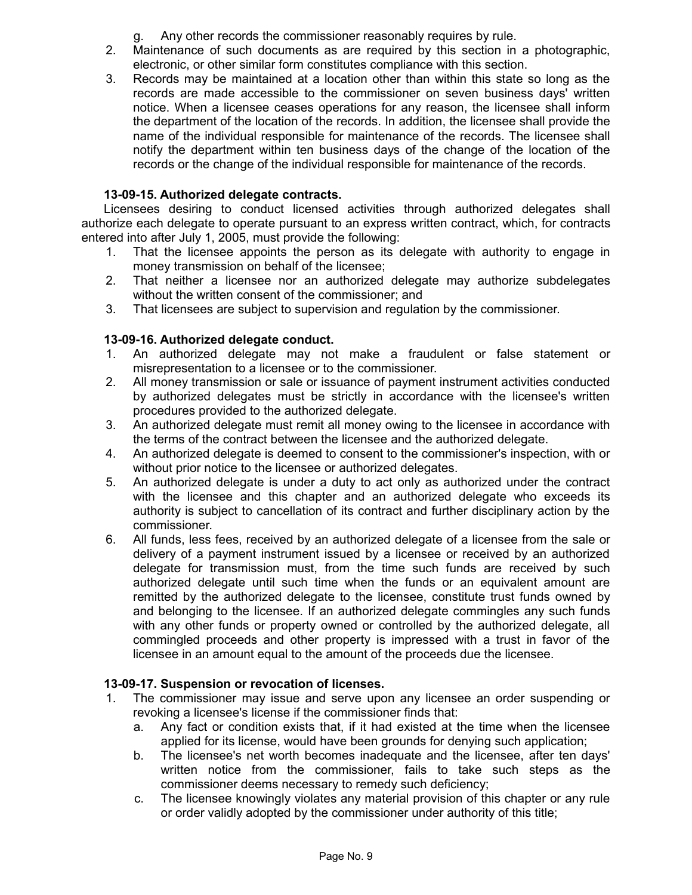g. Any other records the commissioner reasonably requires by rule.

2. Maintenance of such documents as are required by this section in a photographic, electronic, or other similar form constitutes compliance with this section.
3. Records may be maintained at a location other than within this state so long as the records are made accessible to the commissioner on seven business days' written notice. When a licensee ceases operations for any reason, the licensee shall inform the department of the location of the records. In addition, the licensee shall provide the name of the individual responsible for maintenance of the records. The licensee shall notify the department within ten business days of the change of the location of the records or the change of the individual responsible for maintenance of the records.

**13-09-15. Authorized delegate contracts.**

Licensees desiring to conduct licensed activities through authorized delegates shall authorize each delegate to operate pursuant to an express written contract, which, for contracts entered into after July 1, 2005, must provide the following:

1. That the licensee appoints the person as its delegate with authority to engage in money transmission on behalf of the licensee;
2. That neither a licensee nor an authorized delegate may authorize subdelegates without the written consent of the commissioner; and
3. That licensees are subject to supervision and regulation by the commissioner.

**13-09-16. Authorized delegate conduct.**

1. An authorized delegate may not make a fraudulent or false statement or misrepresentation to a licensee or to the commissioner.
2. All money transmission or sale or issuance of payment instrument activities conducted by authorized delegates must be strictly in accordance with the licensee's written procedures provided to the authorized delegate.
3. An authorized delegate must remit all money owing to the licensee in accordance with the terms of the contract between the licensee and the authorized delegate.
4. An authorized delegate is deemed to consent to the commissioner's inspection, with or without prior notice to the licensee or authorized delegates.
5. An authorized delegate is under a duty to act only as authorized under the contract with the licensee and this chapter and an authorized delegate who exceeds its authority is subject to cancellation of its contract and further disciplinary action by the commissioner.
6. All funds, less fees, received by an authorized delegate of a licensee from the sale or delivery of a payment instrument issued by a licensee or received by an authorized delegate for transmission must, from the time such funds are received by such authorized delegate until such time when the funds or an equivalent amount are remitted by the authorized delegate to the licensee, constitute trust funds owned by and belonging to the licensee. If an authorized delegate commingles any such funds with any other funds or property owned or controlled by the authorized delegate, all commingled proceeds and other property is impressed with a trust in favor of the licensee in an amount equal to the amount of the proceeds due the licensee.

**13-09-17. Suspension or revocation of licenses.**

1. The commissioner may issue and serve upon any licensee an order suspending or revoking a licensee's license if the commissioner finds that:
   a. Any fact or condition exists that, if it had existed at the time when the licensee applied for its license, would have been grounds for denying such application;
   b. The licensee's net worth becomes inadequate and the licensee, after ten days' written notice from the commissioner, fails to take such steps as the commissioner deems necessary to remedy such deficiency;
   c. The licensee knowingly violates any material provision of this chapter or any rule or order validly adopted by the commissioner under authority of this title;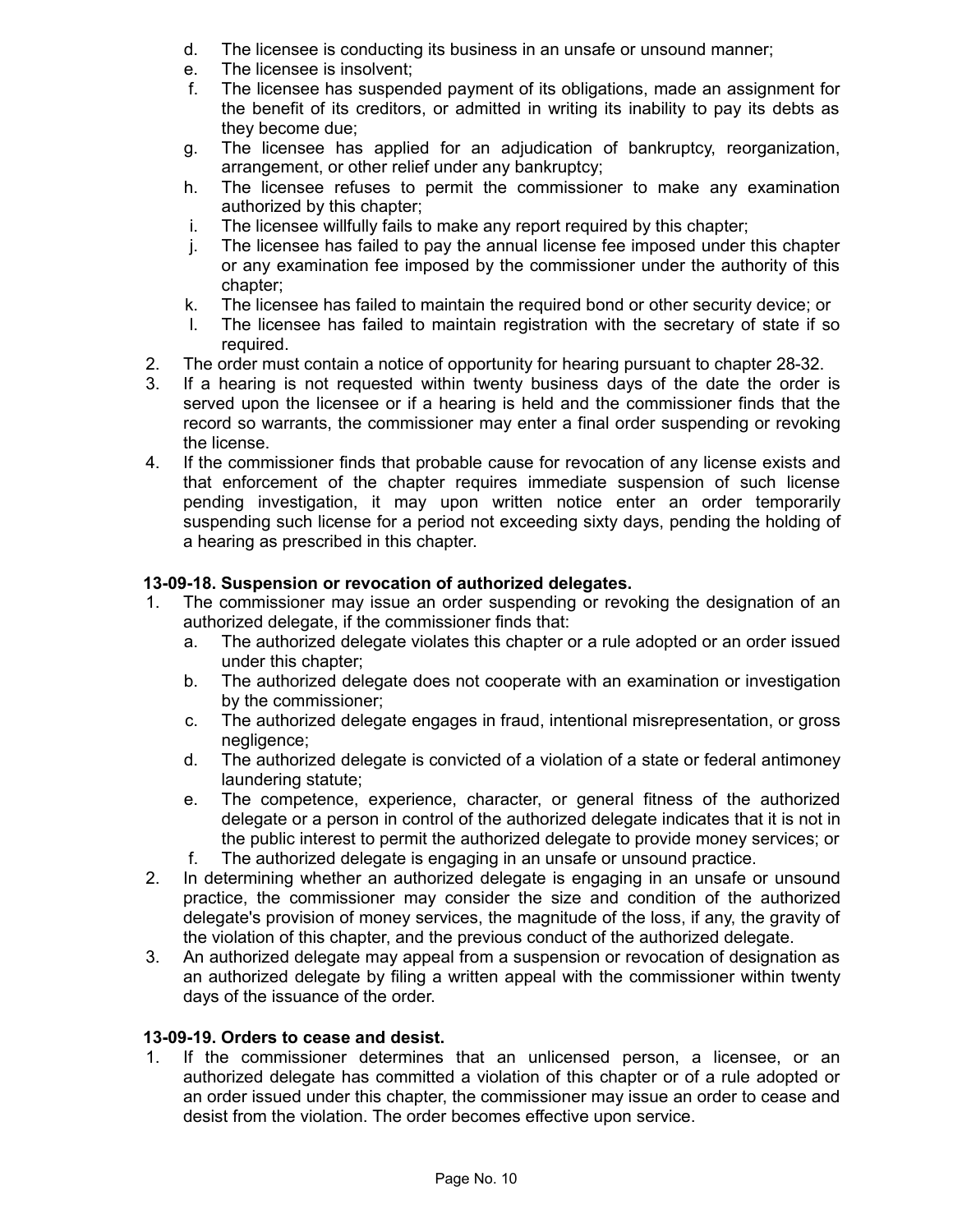d. The licensee is conducting its business in an unsafe or unsound manner;
e. The licensee is insolvent;
f. The licensee has suspended payment of its obligations, made an assignment for the benefit of its creditors, or admitted in writing its inability to pay its debts as they become due;
g. The licensee has applied for an adjudication of bankruptcy, reorganization, arrangement, or other relief under any bankruptcy;
h. The licensee refuses to permit the commissioner to make any examination authorized by this chapter;
i. The licensee willfully fails to make any report required by this chapter;
j. The licensee has failed to pay the annual license fee imposed under this chapter or any examination fee imposed by the commissioner under the authority of this chapter;
k. The licensee has failed to maintain the required bond or other security device; or
l. The licensee has failed to maintain registration with the secretary of state if so required.

2. The order must contain a notice of opportunity for hearing pursuant to chapter 28-32.
3. If a hearing is not requested within twenty business days of the date the order is served upon the licensee or if a hearing is held and the commissioner finds that the record so warrants, the commissioner may enter a final order suspending or revoking the license.
4. If the commissioner finds that probable cause for revocation of any license exists and that enforcement of the chapter requires immediate suspension of such license pending investigation, it may upon written notice enter an order temporarily suspending such license for a period not exceeding sixty days, pending the holding of a hearing as prescribed in this chapter.

**13-09-18. Suspension or revocation of authorized delegates.**

1. The commissioner may issue an order suspending or revoking the designation of an authorized delegate, if the commissioner finds that:
   a. The authorized delegate violates this chapter or a rule adopted or an order issued under this chapter;
   b. The authorized delegate does not cooperate with an examination or investigation by the commissioner;
   c. The authorized delegate engages in fraud, intentional misrepresentation, or gross negligence;
   d. The authorized delegate is convicted of a violation of a state or federal antimoney laundering statute;
   e. The competence, experience, character, or general fitness of the authorized delegate or a person in control of the authorized delegate indicates that it is not in the public interest to permit the authorized delegate to provide money services; or
   f. The authorized delegate is engaging in an unsafe or unsound practice.
2. In determining whether an authorized delegate is engaging in an unsafe or unsound practice, the commissioner may consider the size and condition of the authorized delegate's provision of money services, the magnitude of the loss, if any, the gravity of the violation of this chapter, and the previous conduct of the authorized delegate.
3. An authorized delegate may appeal from a suspension or revocation of designation as an authorized delegate by filing a written appeal with the commissioner within twenty days of the issuance of the order.

**13-09-19. Orders to cease and desist.**

1. If the commissioner determines that an unlicensed person, a licensee, or an authorized delegate has committed a violation of this chapter or of a rule adopted or an order issued under this chapter, the commissioner may issue an order to cease and desist from the violation. The order becomes effective upon service.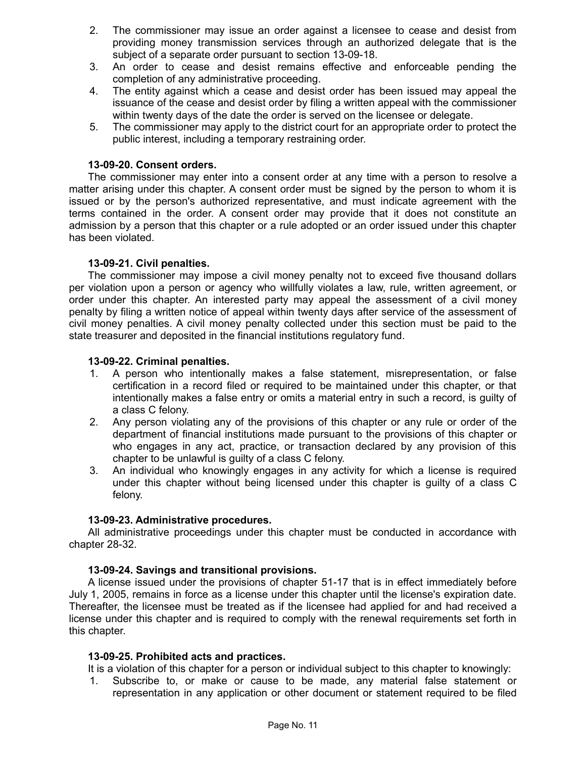2. The commissioner may issue an order against a licensee to cease and desist from providing money transmission services through an authorized delegate that is the subject of a separate order pursuant to section 13-09-18.
3. An order to cease and desist remains effective and enforceable pending the completion of any administrative proceeding.
4. The entity against which a cease and desist order has been issued may appeal the issuance of the cease and desist order by filing a written appeal with the commissioner within twenty days of the date the order is served on the licensee or delegate.
5. The commissioner may apply to the district court for an appropriate order to protect the public interest, including a temporary restraining order.

**13-09-20. Consent orders.**

The commissioner may enter into a consent order at any time with a person to resolve a matter arising under this chapter. A consent order must be signed by the person to whom it is issued or by the person's authorized representative, and must indicate agreement with the terms contained in the order. A consent order may provide that it does not constitute an admission by a person that this chapter or a rule adopted or an order issued under this chapter has been violated.

**13-09-21. Civil penalties.**

The commissioner may impose a civil money penalty not to exceed five thousand dollars per violation upon a person or agency who willfully violates a law, rule, written agreement, or order under this chapter. An interested party may appeal the assessment of a civil money penalty by filing a written notice of appeal within twenty days after service of the assessment of civil money penalties. A civil money penalty collected under this section must be paid to the state treasurer and deposited in the financial institutions regulatory fund.

**13-09-22. Criminal penalties.**

1. A person who intentionally makes a false statement, misrepresentation, or false certification in a record filed or required to be maintained under this chapter, or that intentionally makes a false entry or omits a material entry in such a record, is guilty of a class C felony.
2. Any person violating any of the provisions of this chapter or any rule or order of the department of financial institutions made pursuant to the provisions of this chapter or who engages in any act, practice, or transaction declared by any provision of this chapter to be unlawful is guilty of a class C felony.
3. An individual who knowingly engages in any activity for which a license is required under this chapter without being licensed under this chapter is guilty of a class C felony.

**13-09-23. Administrative procedures.**

All administrative proceedings under this chapter must be conducted in accordance with chapter 28-32.

**13-09-24. Savings and transitional provisions.**

A license issued under the provisions of chapter 51-17 that is in effect immediately before July 1, 2005, remains in force as a license under this chapter until the license's expiration date. Thereafter, the licensee must be treated as if the licensee had applied for and had received a license under this chapter and is required to comply with the renewal requirements set forth in this chapter.

**13-09-25. Prohibited acts and practices.**

It is a violation of this chapter for a person or individual subject to this chapter to knowingly:

1. Subscribe to, or make or cause to be made, any material false statement or representation in any application or other document or statement required to be filed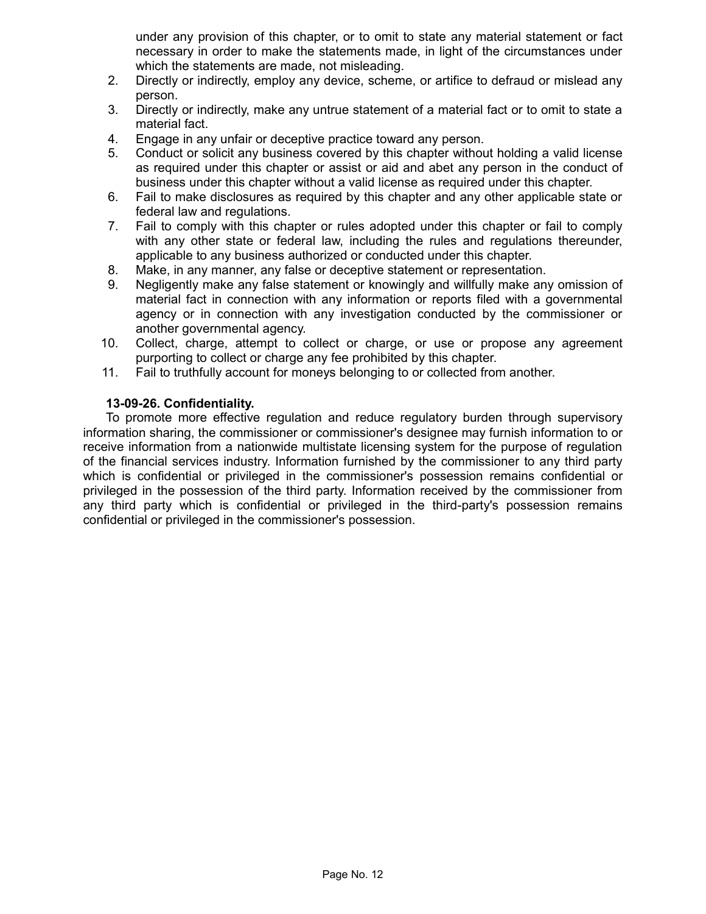under any provision of this chapter, or to omit to state any material statement or fact necessary in order to make the statements made, in light of the circumstances under which the statements are made, not misleading.

2. Directly or indirectly, employ any device, scheme, or artifice to defraud or mislead any person.
3. Directly or indirectly, make any untrue statement of a material fact or to omit to state a material fact.
4. Engage in any unfair or deceptive practice toward any person.
5. Conduct or solicit any business covered by this chapter without holding a valid license as required under this chapter or assist or aid and abet any person in the conduct of business under this chapter without a valid license as required under this chapter.
6. Fail to make disclosures as required by this chapter and any other applicable state or federal law and regulations.
7. Fail to comply with this chapter or rules adopted under this chapter or fail to comply with any other state or federal law, including the rules and regulations thereunder, applicable to any business authorized or conducted under this chapter.
8. Make, in any manner, any false or deceptive statement or representation.
9. Negligently make any false statement or knowingly and willfully make any omission of material fact in connection with any information or reports filed with a governmental agency or in connection with any investigation conducted by the commissioner or another governmental agency.
10. Collect, charge, attempt to collect or charge, or use or propose any agreement purporting to collect or charge any fee prohibited by this chapter.
11. Fail to truthfully account for moneys belonging to or collected from another.

**13-09-26. Confidentiality.**

To promote more effective regulation and reduce regulatory burden through supervisory information sharing, the commissioner or commissioner's designee may furnish information to or receive information from a nationwide multistate licensing system for the purpose of regulation of the financial services industry. Information furnished by the commissioner to any third party which is confidential or privileged in the commissioner's possession remains confidential or privileged in the possession of the third party. Information received by the commissioner from any third party which is confidential or privileged in the third-party's possession remains confidential or privileged in the commissioner's possession.